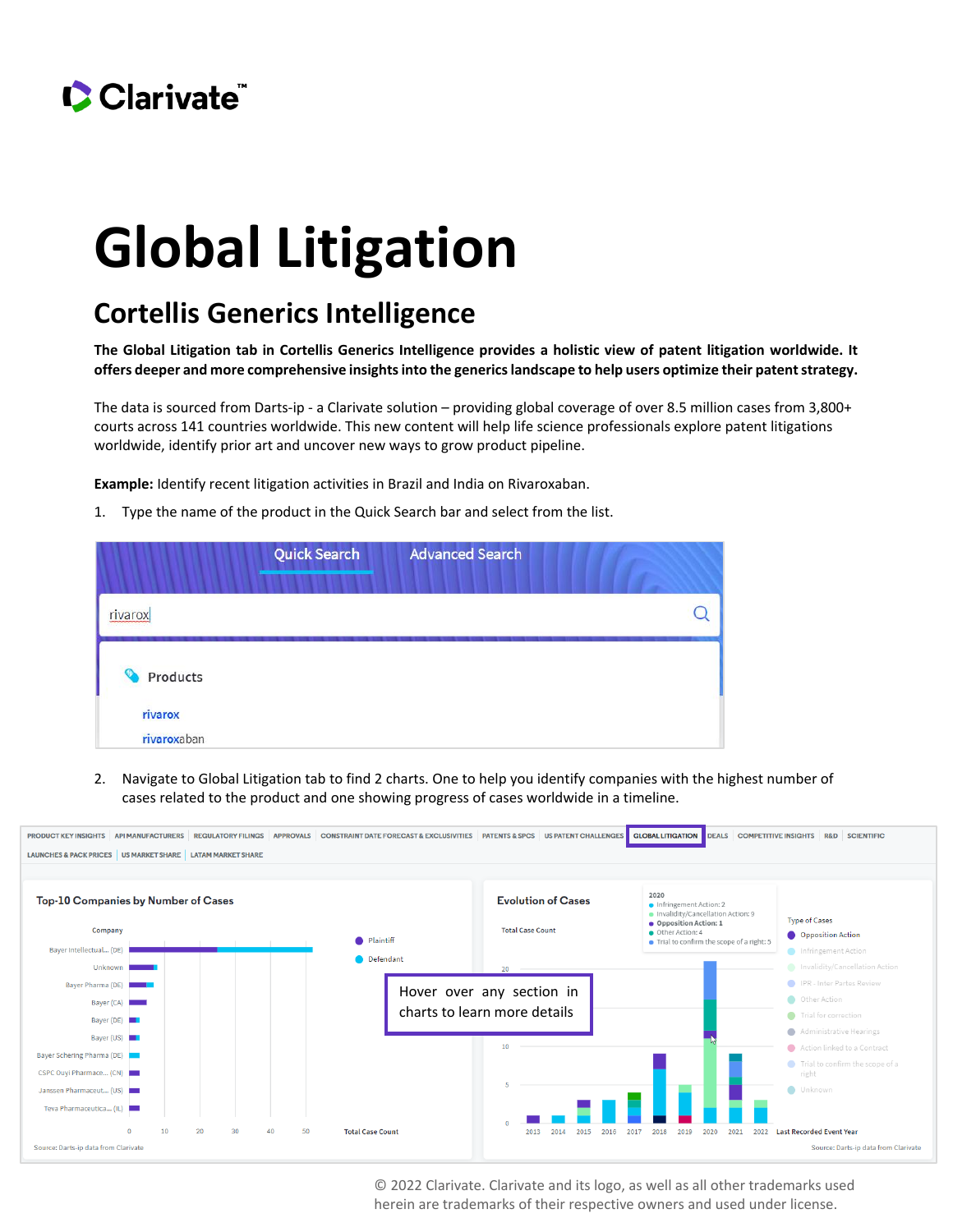# Global Litigation

## Cortellis Generics Intelligence

**The Global Litigation tab in Cortellis Generics Intelligence provides a holistic view of patent litigation worldwide. It offers deeper and more comprehensive insights into the generics landscape to help users optimize their patent strategy.**

The data is sourced from Darts-ip - a Clarivate solution – providing global coverage of over 8.5 million cases from 3,800+ courts across 141 countries worldwide. This new content will help life science professionals explore patent litigations worldwide, identify prior art and uncover new ways to grow product pipeline.

**Example:** Identify recent litigation activities in Brazil and India on Rivaroxaban.

1. Type the name of the product in the Quick Search bar and select from the list.

2. Navigate to Global Litigation tab to find 2 charts. One to help you identify companies with the highest number of cases related to the product and one showing progress of cases worldwide in a timeline.

Hover over any section in charts to learn more details

© 2022 Clarivate. Clarivate and its logo, as well as all other trademarks used herein are trademarks of their respective owners and used under license.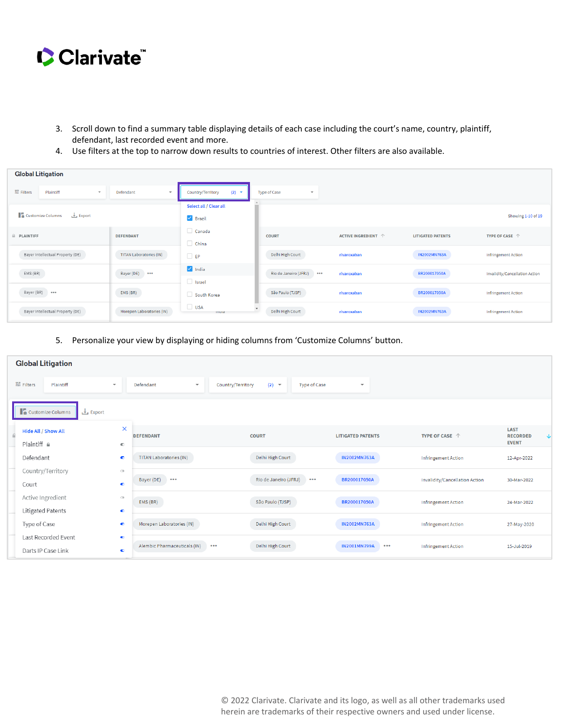3. Scroll down to find a summary table displaying details of each case including the court's name, country, plaintiff, defendant, last recorded event and more.
4. Use filters at the top to narrow down results to countries of interest. Other filters are also available.

Global Litigation

| PLAINTIFF | DEFENDANT | COUNTRY/TERRITORY | COURT | ACTIVE INGREDIENT | LITIGATED PATENTS | TYPE OF CASE |
|---|---|---|---|---|---|---|
| Bayer Intellectual Property (DE) | TITAN Laboratories (IN) | | Delhi High Court | rivaroxaban | IN2002MN763A | Infringement Action |
| EMS (BR) | Bayer (DE) | | Rio de Janeiro (JFRJ) | rivaroxaban | BR200017050A | Invalidity/Cancellation Action |
| Bayer (BR) | EMS (BR) | | São Paulo (TJSP) | rivaroxaban | BR200017050A | Infringement Action |
| Bayer Intellectual Property (DE) | Morepen Laboratories (IN) | India | Delhi High Court | rivaroxaban | IN2002MN763A | Infringement Action |

5. Personalize your view by displaying or hiding columns from 'Customize Columns' button.

Global Litigation

| DEFENDANT | COURT | LITIGATED PATENTS | TYPE OF CASE | LAST RECORDED EVENT |
|---|---|---|---|---|
| TITAN Laboratories (IN) | Delhi High Court | IN2002MN763A | Infringement Action | 12-Apr-2022 |
| Bayer (DE) | Rio de Janeiro (JFRJ) | BR200017050A | Invalidity/Cancellation Action | 30-Mar-2022 |
| EMS (BR) | São Paulo (TJSP) | BR200017050A | Infringement Action | 24-Mar-2022 |
| Morepen Laboratories (IN) | Delhi High Court | IN2002MN763A | Infringement Action | 27-May-2020 |
| Alembic Pharmaceuticals (IN) | Delhi High Court | IN2001MN799A | Infringement Action | 15-Jul-2019 |

© 2022 Clarivate. Clarivate and its logo, as well as all other trademarks used herein are trademarks of their respective owners and used under license.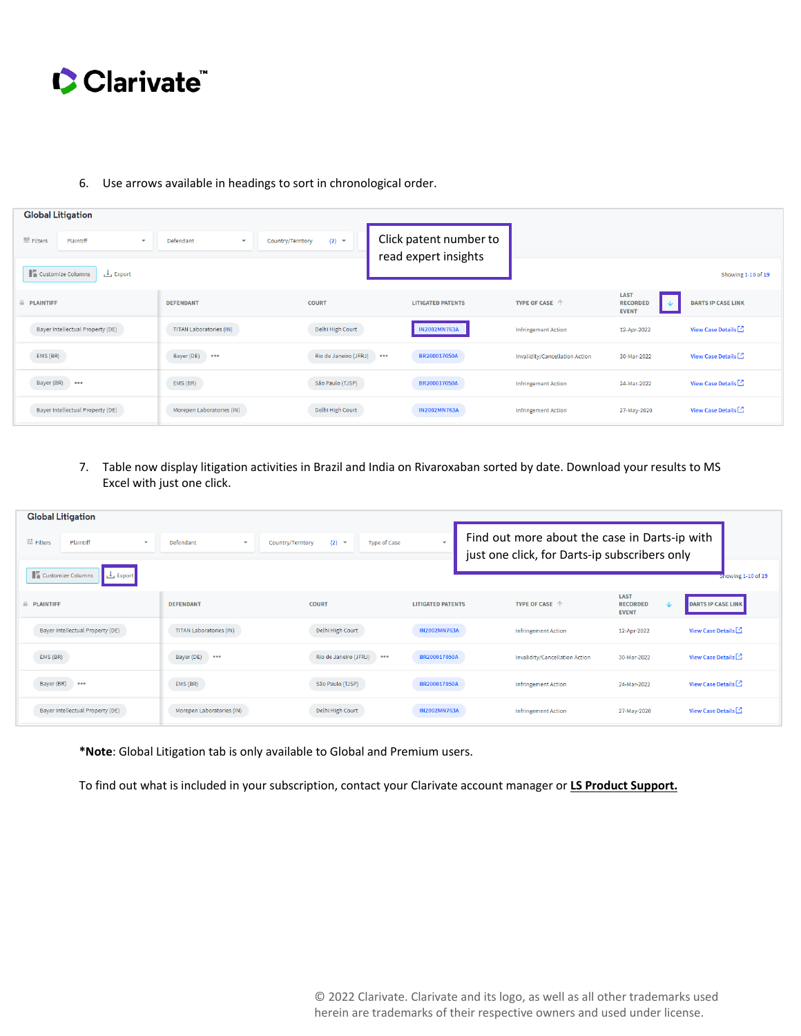6. Use arrows available in headings to sort in chronological order.

Global Litigation

Click patent number to read expert insights

| PLAINTIFF | DEFENDANT | COURT | LITIGATED PATENTS | TYPE OF CASE | LAST RECORDED EVENT | DARTS IP CASE LINK |
|---|---|---|---|---|---|---|
| Bayer Intellectual Property (DE) | TITAN Laboratories (IN) | Delhi High Court | IN2002MN763A | Infringement Action | 12-Apr-2022 | View Case Details |
| EMS (BR) | Bayer (DE) | Rio de Janeiro (JFRJ) | BR200017050A | Invalidity/Cancellation Action | 30-Mar-2022 | View Case Details |
| Bayer (BR) | EMS (BR) | São Paulo (TJSP) | BR200017050A | Infringement Action | 24-Mar-2022 | View Case Details |
| Bayer Intellectual Property (DE) | Morepen Laboratories (IN) | Delhi High Court | IN2002MN763A | Infringement Action | 27-May-2020 | View Case Details |

7. Table now display litigation activities in Brazil and India on Rivaroxaban sorted by date. Download your results to MS Excel with just one click.

Global Litigation

Find out more about the case in Darts-ip with just one click, for Darts-ip subscribers only

| PLAINTIFF | DEFENDANT | COURT | LITIGATED PATENTS | TYPE OF CASE | LAST RECORDED EVENT | DARTS IP CASE LINK |
|---|---|---|---|---|---|---|
| Bayer Intellectual Property (DE) | TITAN Laboratories (IN) | Delhi High Court | IN2002MN763A | Infringement Action | 12-Apr-2022 | View Case Details |
| EMS (BR) | Bayer (DE) | Rio de Janeiro (JFRJ) | BR200017050A | Invalidity/Cancellation Action | 30-Mar-2022 | View Case Details |
| Bayer (BR) | EMS (BR) | São Paulo (TJSP) | BR200017050A | Infringement Action | 24-Mar-2022 | View Case Details |
| Bayer Intellectual Property (DE) | Morepen Laboratories (IN) | Delhi High Court | IN2002MN763A | Infringement Action | 27-May-2020 | View Case Details |

***Note**: Global Litigation tab is only available to Global and Premium users.

To find out what is included in your subscription, contact your Clarivate account manager or **LS Product Support.**

© 2022 Clarivate. Clarivate and its logo, as well as all other trademarks used herein are trademarks of their respective owners and used under license.